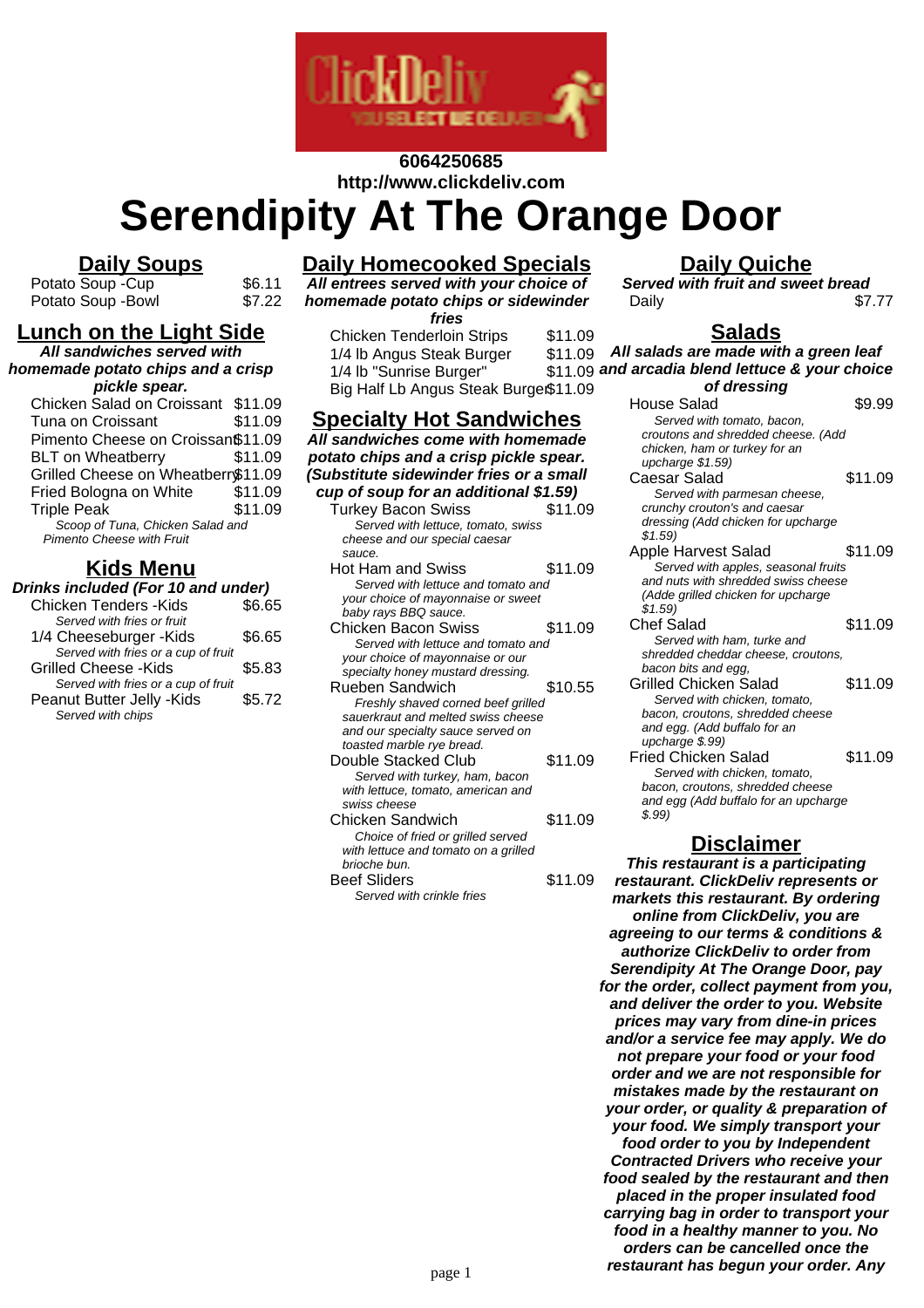6064250685
http://www.clickdeliv.com

# Serendipity At The Orange Door

## Daily Soups

| Item | Price |
| --- | --- |
| Potato Soup -Cup | $6.11 |
| Potato Soup -Bowl | $7.22 |

## Lunch on the Light Side

***All sandwiches served with homemade potato chips and a crisp pickle spear.***

| Item | Price |
| --- | --- |
| Chicken Salad on Croissant | $11.09 |
| Tuna on Croissant | $11.09 |
| Pimento Cheese on Croissant | $11.09 |
| BLT on Wheatberry | $11.09 |
| Grilled Cheese on Wheatberry | $11.09 |
| Fried Bologna on White | $11.09 |
| Triple Peak | $11.09 |

*Triple Peak: Scoop of Tuna, Chicken Salad and Pimento Cheese with Fruit*

## Kids Menu

***Drinks included (For 10 and under)***

| Item | Price |
| --- | --- |
| Chicken Tenders -Kids (*Served with fries or fruit*) | $6.65 |
| 1/4 Cheeseburger -Kids (*Served with fries or a cup of fruit*) | $6.65 |
| Grilled Cheese -Kids (*Served with fries or a cup of fruit*) | $5.83 |
| Peanut Butter Jelly -Kids (*Served with chips*) | $5.72 |

## Daily Homecooked Specials

***All entrees served with your choice of homemade potato chips or sidewinder fries***

| Item | Price |
| --- | --- |
| Chicken Tenderloin Strips | $11.09 |
| 1/4 lb Angus Steak Burger | $11.09 |
| 1/4 lb "Sunrise Burger" | $11.09 |
| Big Half Lb Angus Steak Burger | $11.09 |

## Specialty Hot Sandwiches

***All sandwiches come with homemade potato chips and a crisp pickle spear. (Substitute sidewinder fries or a small cup of soup for an additional $1.59)***

| Item | Price |
| --- | --- |
| Turkey Bacon Swiss (*Served with lettuce, tomato, swiss cheese and our special caesar sauce.*) | $11.09 |
| Hot Ham and Swiss (*Served with lettuce and tomato and your choice of mayonnaise or sweet baby rays BBQ sauce.*) | $11.09 |
| Chicken Bacon Swiss (*Served with lettuce and tomato and your choice of mayonnaise or our specialty honey mustard dressing.*) | $11.09 |
| Rueben Sandwich (*Freshly shaved corned beef grilled sauerkraut and melted swiss cheese and our specialty sauce served on toasted marble rye bread.*) | $10.55 |
| Double Stacked Club (*Served with turkey, ham, bacon with lettuce, tomato, american and swiss cheese*) | $11.09 |
| Chicken Sandwich (*Choice of fried or grilled served with lettuce and tomato on a grilled brioche bun.*) | $11.09 |
| Beef Sliders (*Served with crinkle fries*) | $11.09 |

## Daily Quiche

***Served with fruit and sweet bread***

| Item | Price |
| --- | --- |
| Daily | $7.77 |

## Salads

***All salads are made with a green leaf and arcadia blend lettuce & your choice of dressing***

| Item | Price |
| --- | --- |
| House Salad (*Served with tomato, bacon, croutons and shredded cheese. (Add chicken, ham or turkey for an upcharge $1.59)*) | $9.99 |
| Caesar Salad (*Served with parmesan cheese, crunchy crouton's and caesar dressing (Add chicken for upcharge $1.59)*) | $11.09 |
| Apple Harvest Salad (*Served with apples, seasonal fruits and nuts with shredded swiss cheese (Adde grilled chicken for upcharge $1.59)*) | $11.09 |
| Chef Salad (*Served with ham, turke and shredded cheddar cheese, croutons, bacon bits and egg,*) | $11.09 |
| Grilled Chicken Salad (*Served with chicken, tomato, bacon, croutons, shredded cheese and egg. (Add buffalo for an upcharge $1.59)*) | $11.09 |
| Fried Chicken Salad (*Served with chicken, tomato, bacon, croutons, shredded cheese and egg (Add buffalo for an upcharge $.99)*) | $11.09 |

## Disclaimer

***This restaurant is a participating restaurant. ClickDeliv represents or markets this restaurant. By ordering online from ClickDeliv, you are agreeing to our terms & conditions & authorize ClickDeliv to order from Serendipity At The Orange Door, pay for the order, collect payment from you, and deliver the order to you. Website prices may vary from dine-in prices and/or a service fee may apply. We do not prepare your food or your food order and we are not responsible for mistakes made by the restaurant on your order, or quality & preparation of your food. We simply transport your food order to you by Independent Contracted Drivers who receive your food sealed by the restaurant and then placed in the proper insulated food carrying bag in order to transport your food in a healthy manner to you. No orders can be cancelled once the restaurant has begun your order. Any***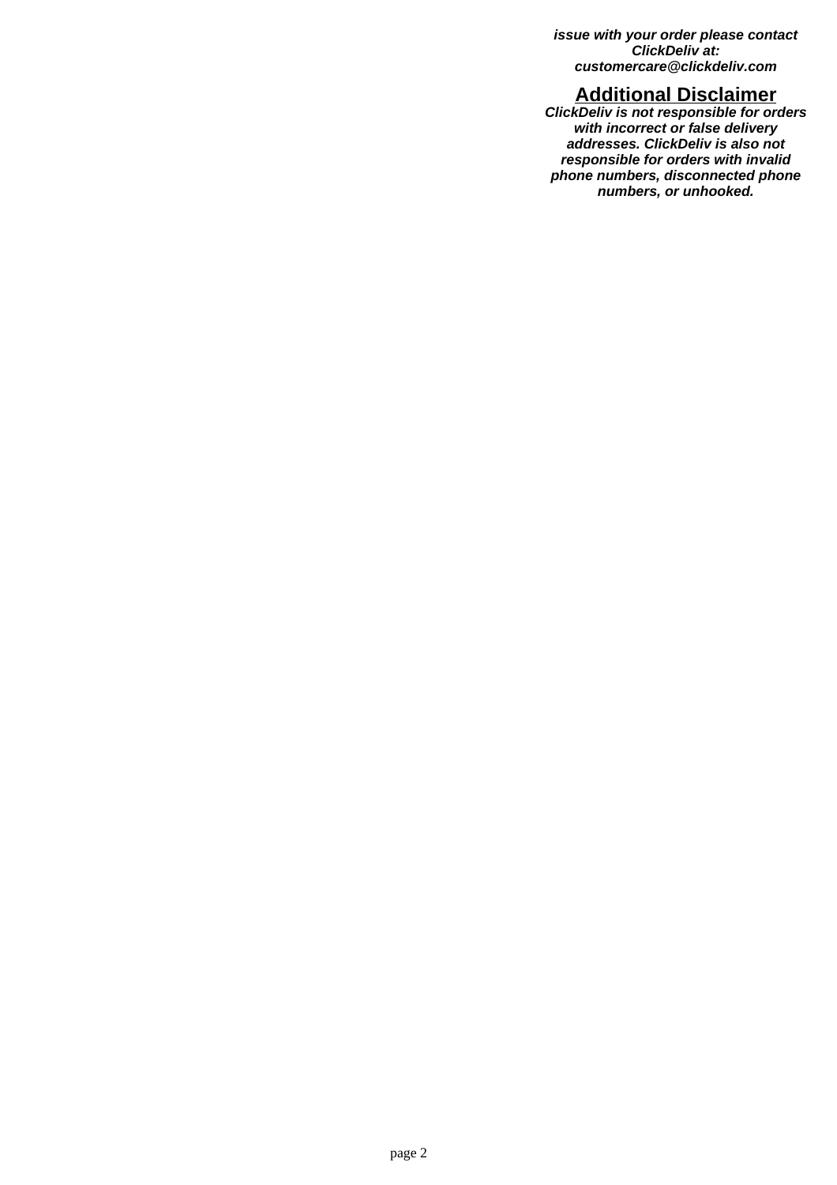***issue with your order please contact ClickDeliv at: customercare@clickdeliv.com***

## Additional Disclaimer

***ClickDeliv is not responsible for orders with incorrect or false delivery addresses. ClickDeliv is also not responsible for orders with invalid phone numbers, disconnected phone numbers, or unhooked.***